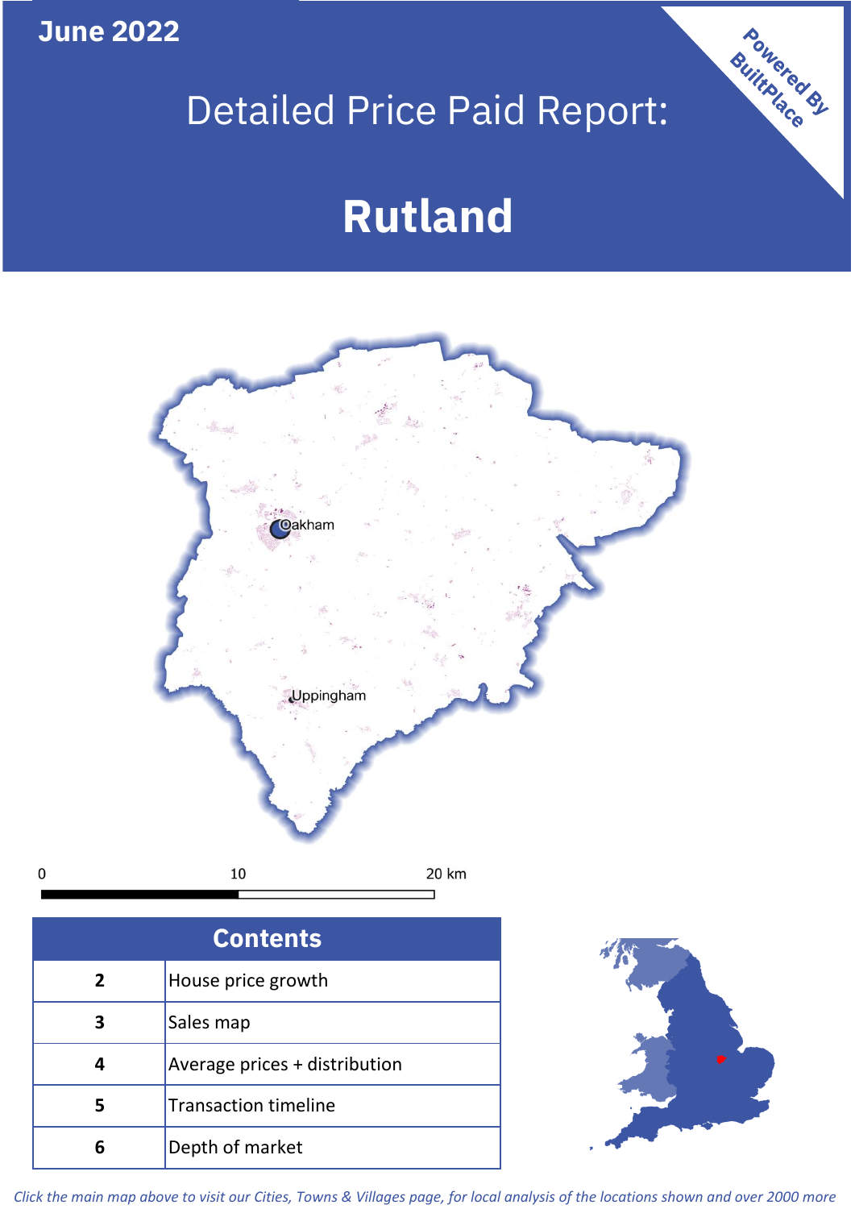June 2022

# Detailed Price Paid Report:

# Rutland

Powered By BuiltPlace

Oakham

Uppingham

0 10 20 km

| Contents | |
|---|---|
| 2 | House price growth |
| 3 | Sales map |
| 4 | Average prices + distribution |
| 5 | Transaction timeline |
| 6 | Depth of market |

*Click the main map above to visit our Cities, Towns & Villages page, for local analysis of the locations shown and over 2000 more*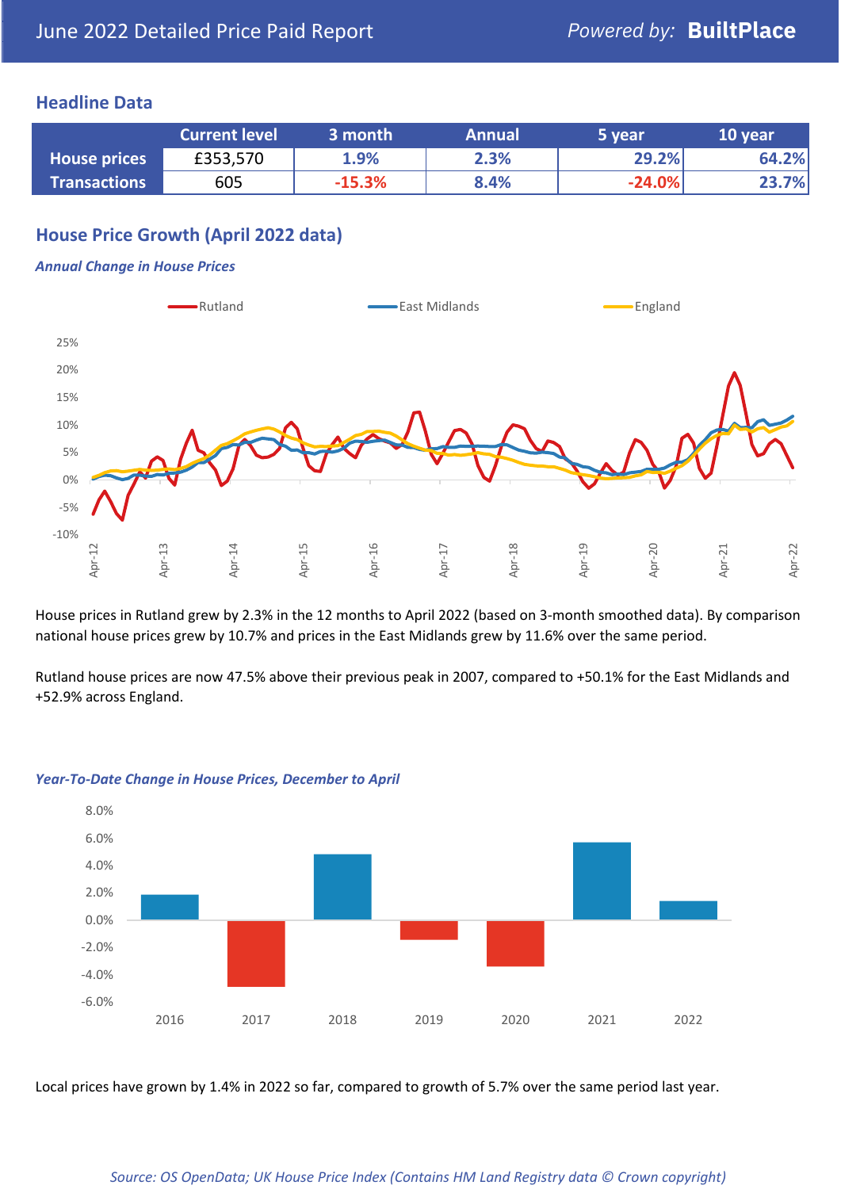June 2022 Detailed Price Paid Report

Powered by: **BuiltPlace**

## Headline Data

| | Current level | 3 month | Annual | 5 year | 10 year |
|---|---|---|---|---|---|
| **House prices** | £353,570 | 1.9% | 2.3% | 29.2% | 64.2% |
| **Transactions** | 605 | -15.3% | 8.4% | -24.0% | 23.7% |

## House Price Growth (April 2022 data)

*Annual Change in House Prices*

House prices in Rutland grew by 2.3% in the 12 months to April 2022 (based on 3-month smoothed data). By comparison national house prices grew by 10.7% and prices in the East Midlands grew by 11.6% over the same period.

Rutland house prices are now 47.5% above their previous peak in 2007, compared to +50.1% for the East Midlands and +52.9% across England.

*Year-To-Date Change in House Prices, December to April*

Local prices have grown by 1.4% in 2022 so far, compared to growth of 5.7% over the same period last year.

*Source: OS OpenData; UK House Price Index (Contains HM Land Registry data © Crown copyright)*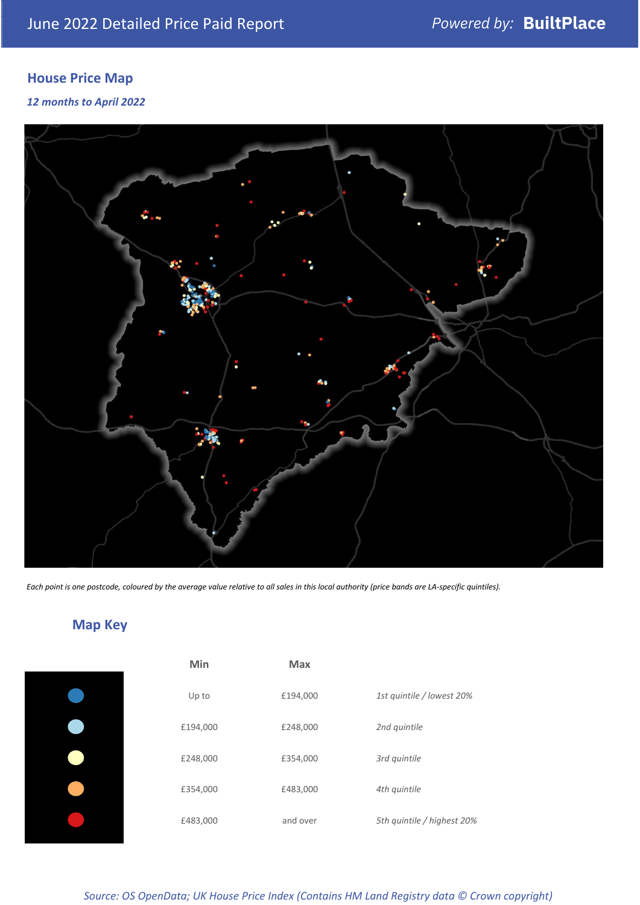June 2022 Detailed Price Paid Report

Powered by: **BuiltPlace**

## House Price Map

*12 months to April 2022*

*Each point is one postcode, coloured by the average value relative to all sales in this local authority (price bands are LA-specific quintiles).*

## Map Key

| | Min | Max | |
|---|---|---|---|
| | Up to | £194,000 | *1st quintile / lowest 20%* |
| | £194,000 | £248,000 | *2nd quintile* |
| | £248,000 | £354,000 | *3rd quintile* |
| | £354,000 | £483,000 | *4th quintile* |
| | £483,000 | and over | *5th quintile / highest 20%* |

*Source: OS OpenData; UK House Price Index (Contains HM Land Registry data © Crown copyright)*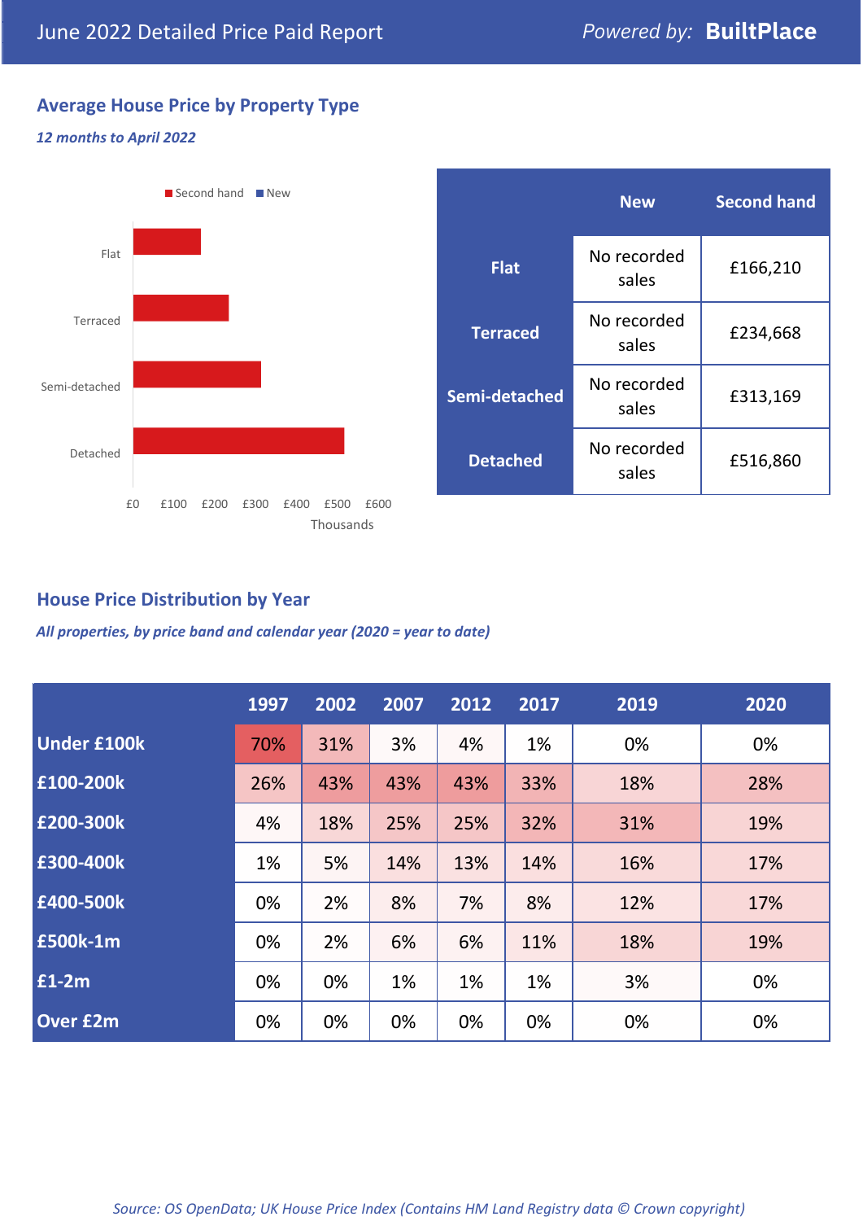# June 2022 Detailed Price Paid Report

*Powered by:* **BuiltPlace**

## Average House Price by Property Type

***12 months to April 2022***

|  | New | Second hand |
|---|---|---|
| **Flat** | No recorded sales | £166,210 |
| **Terraced** | No recorded sales | £234,668 |
| **Semi-detached** | No recorded sales | £313,169 |
| **Detached** | No recorded sales | £516,860 |

## House Price Distribution by Year

***All properties, by price band and calendar year (2020 = year to date)***

|  | 1997 | 2002 | 2007 | 2012 | 2017 | 2019 | 2020 |
|---|---|---|---|---|---|---|---|
| **Under £100k** | 70% | 31% | 3% | 4% | 1% | 0% | 0% |
| **£100-200k** | 26% | 43% | 43% | 43% | 33% | 18% | 28% |
| **£200-300k** | 4% | 18% | 25% | 25% | 32% | 31% | 19% |
| **£300-400k** | 1% | 5% | 14% | 13% | 14% | 16% | 17% |
| **£400-500k** | 0% | 2% | 8% | 7% | 8% | 12% | 17% |
| **£500k-1m** | 0% | 2% | 6% | 6% | 11% | 18% | 19% |
| **£1-2m** | 0% | 0% | 1% | 1% | 1% | 3% | 0% |
| **Over £2m** | 0% | 0% | 0% | 0% | 0% | 0% | 0% |

*Source: OS OpenData; UK House Price Index (Contains HM Land Registry data © Crown copyright)*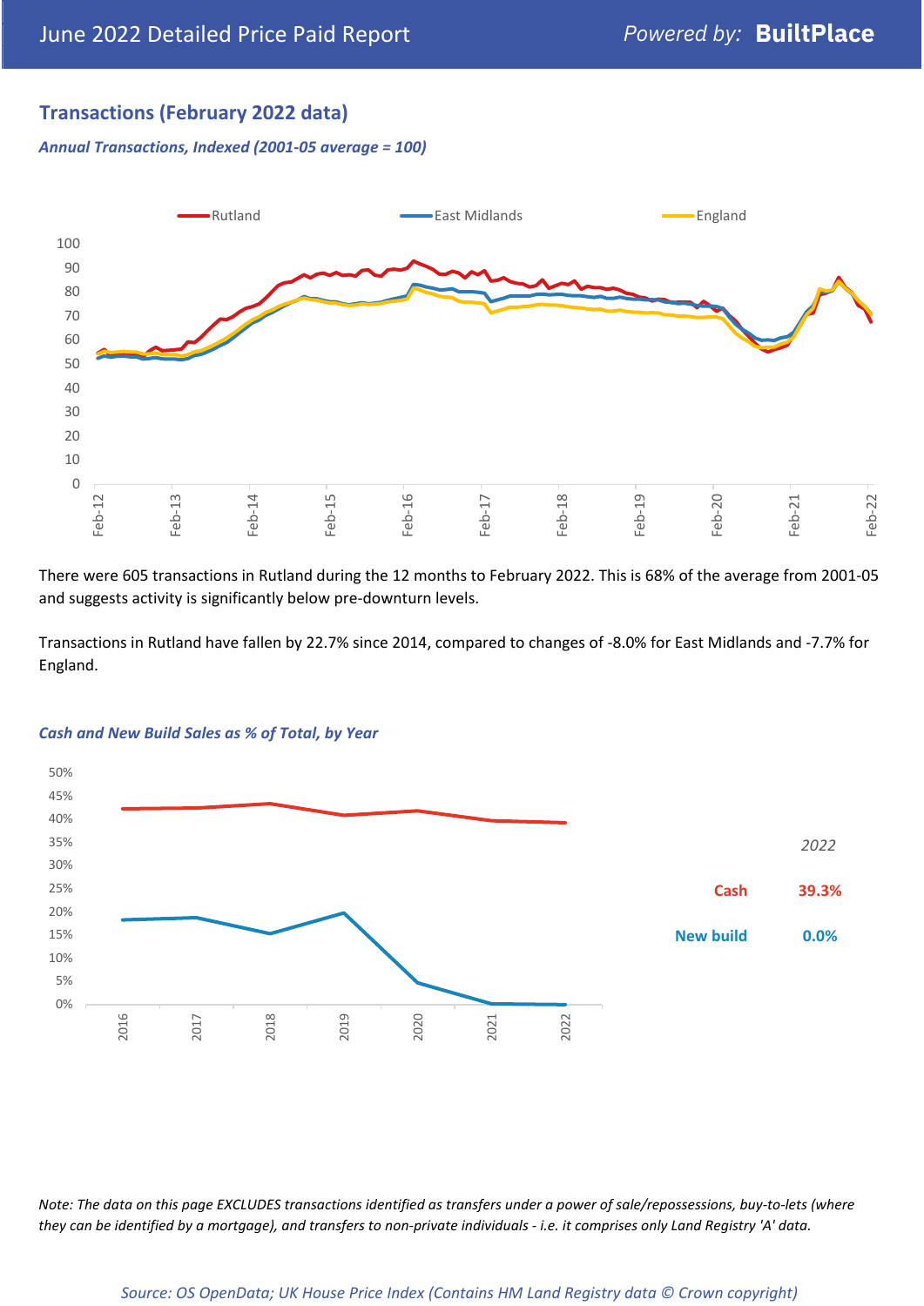## Transactions (February 2022 data)

*Annual Transactions, Indexed (2001-05 average = 100)*

There were 605 transactions in Rutland during the 12 months to February 2022. This is 68% of the average from 2001-05 and suggests activity is significantly below pre-downturn levels.

Transactions in Rutland have fallen by 22.7% since 2014, compared to changes of -8.0% for East Midlands and -7.7% for England.

*Cash and New Build Sales as % of Total, by Year*

| 2022 | |
|---|---|
| Cash | 39.3% |
| New build | 0.0% |

*Note: The data on this page EXCLUDES transactions identified as transfers under a power of sale/repossessions, buy-to-lets (where they can be identified by a mortgage), and transfers to non-private individuals - i.e. it comprises only Land Registry 'A' data.*

*Source: OS OpenData; UK House Price Index (Contains HM Land Registry data © Crown copyright)*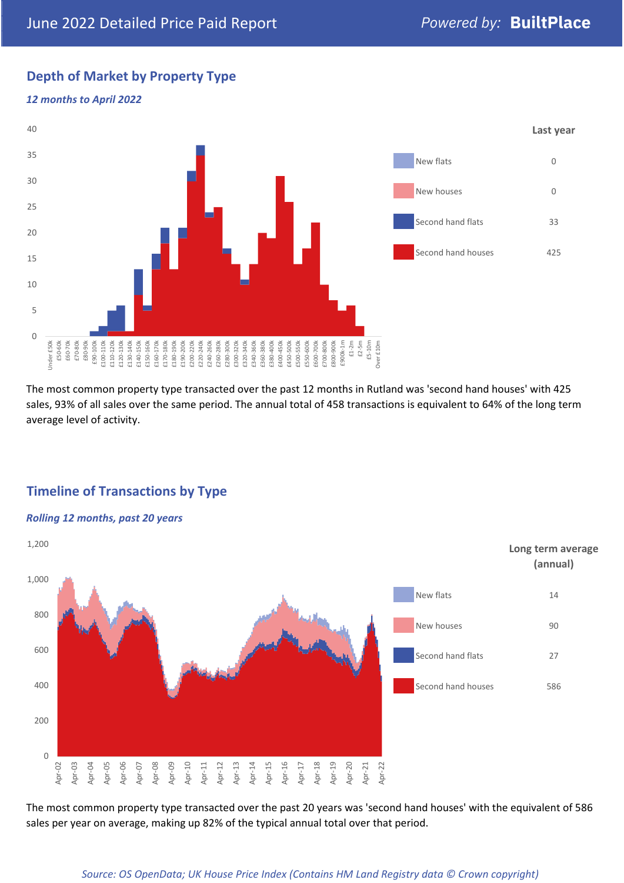June 2022 Detailed Price Paid Report

Powered by: **BuiltPlace**

## Depth of Market by Property Type

*12 months to April 2022*

40
35
30
25
20
15
10
5
0

Under £50k, £50-60k, £60-70k, £70-80k, £80-90k, £90-100k, £100-110k, £110-120k, £120-130k, £130-140k, £140-150k, £150-160k, £160-170k, £170-180k, £180-190k, £190-200k, £200-220k, £220-240k, £240-260k, £260-280k, £280-300k, £300-320k, £320-340k, £340-360k, £360-380k, £380-400k, £400-450k, £450-500k, £500-550k, £550-600k, £600-700k, £700-800k, £800-900k, £900k-1m, £1-2m, £2-5m, £5-10m, Over £10m

Last year

New flats 0
New houses 0
Second hand flats 33
Second hand houses 425

The most common property type transacted over the past 12 months in Rutland was 'second hand houses' with 425 sales, 93% of all sales over the same period. The annual total of 458 transactions is equivalent to 64% of the long term average level of activity.

## Timeline of Transactions by Type

*Rolling 12 months, past 20 years*

1,200
1,000
800
600
400
200
0

Apr-02, Apr-03, Apr-04, Apr-05, Apr-06, Apr-07, Apr-08, Apr-09, Apr-10, Apr-11, Apr-12, Apr-13, Apr-14, Apr-15, Apr-16, Apr-17, Apr-18, Apr-19, Apr-20, Apr-21, Apr-22

Long term average (annual)

New flats 14
New houses 90
Second hand flats 27
Second hand houses 586

The most common property type transacted over the past 20 years was 'second hand houses' with the equivalent of 586 sales per year on average, making up 82% of the typical annual total over that period.

*Source: OS OpenData; UK House Price Index (Contains HM Land Registry data © Crown copyright)*